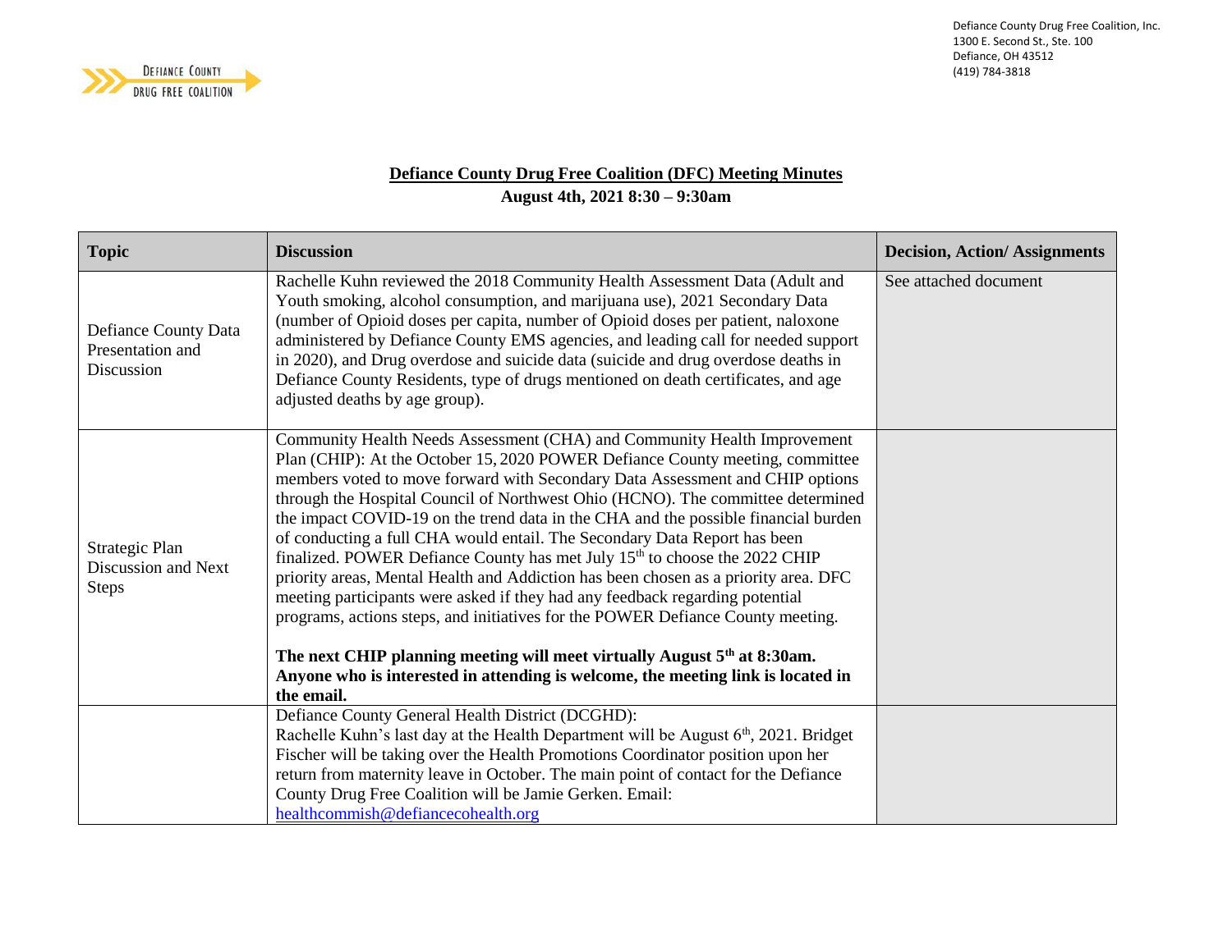Defiance County Drug Free Coalition, Inc.
1300 E. Second St., Ste. 100
Defiance, OH 43512
(419) 784-3818

DEFIANCE COUNTY DRUG FREE COALITION

# Defiance County Drug Free Coalition (DFC) Meeting Minutes

**August 4th, 2021 8:30 – 9:30am**

| Topic | Discussion | Decision, Action/ Assignments |
|---|---|---|
| Defiance County Data Presentation and Discussion | Rachelle Kuhn reviewed the 2018 Community Health Assessment Data (Adult and Youth smoking, alcohol consumption, and marijuana use), 2021 Secondary Data (number of Opioid doses per capita, number of Opioid doses per patient, naloxone administered by Defiance County EMS agencies, and leading call for needed support in 2020), and Drug overdose and suicide data (suicide and drug overdose deaths in Defiance County Residents, type of drugs mentioned on death certificates, and age adjusted deaths by age group). | See attached document |
| Strategic Plan Discussion and Next Steps | Community Health Needs Assessment (CHA) and Community Health Improvement Plan (CHIP): At the October 15, 2020 POWER Defiance County meeting, committee members voted to move forward with Secondary Data Assessment and CHIP options through the Hospital Council of Northwest Ohio (HCNO). The committee determined the impact COVID-19 on the trend data in the CHA and the possible financial burden of conducting a full CHA would entail. The Secondary Data Report has been finalized. POWER Defiance County has met July 15th to choose the 2022 CHIP priority areas, Mental Health and Addiction has been chosen as a priority area. DFC meeting participants were asked if they had any feedback regarding potential programs, actions steps, and initiatives for the POWER Defiance County meeting.<br><br>**The next CHIP planning meeting will meet virtually August 5th at 8:30am. Anyone who is interested in attending is welcome, the meeting link is located in the email.** | |
| | Defiance County General Health District (DCGHD):<br>Rachelle Kuhn's last day at the Health Department will be August 6th, 2021. Bridget Fischer will be taking over the Health Promotions Coordinator position upon her return from maternity leave in October. The main point of contact for the Defiance County Drug Free Coalition will be Jamie Gerken. Email: healthcommish@defiancecohealth.org | |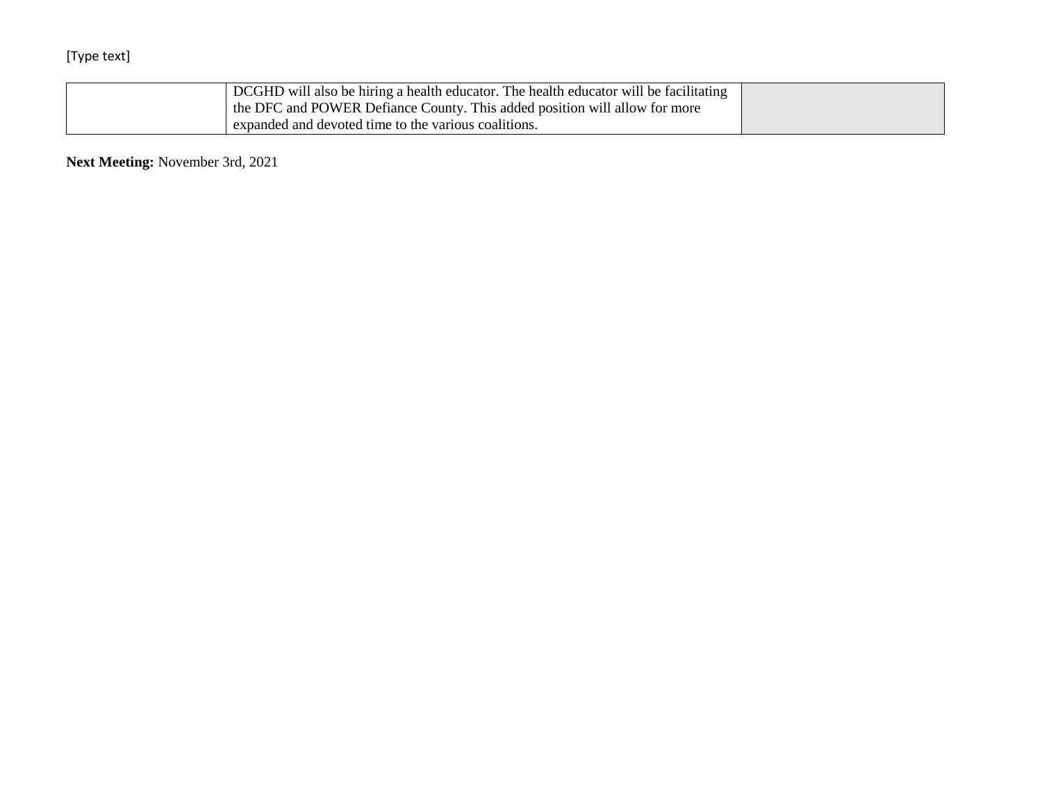| | | |
|---|---|---|
| | DCGHD will also be hiring a health educator. The health educator will be facilitating the DFC and POWER Defiance County. This added position will allow for more expanded and devoted time to the various coalitions. | |

**Next Meeting:** November 3rd, 2021